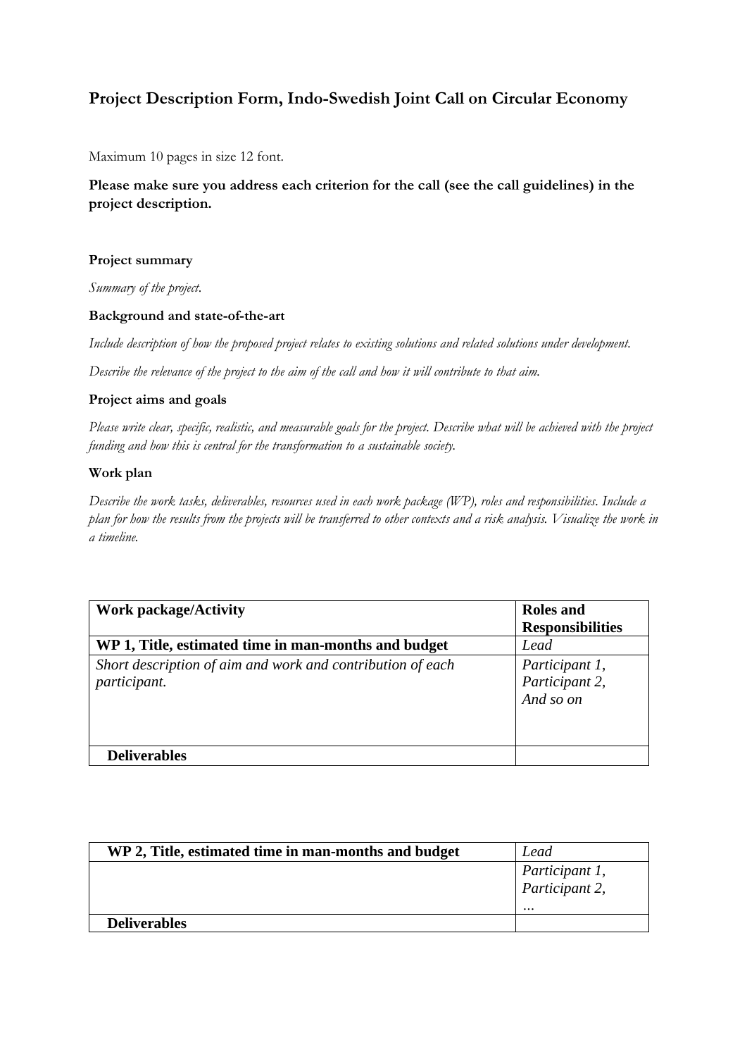# Project Description Form, Indo-Swedish Joint Call on Circular Economy

Maximum 10 pages in size 12 font.

**Please make sure you address each criterion for the call (see the call guidelines) in the project description.**

**Project summary**

*Summary of the project.*

**Background and state-of-the-art**

*Include description of how the proposed project relates to existing solutions and related solutions under development.*

*Describe the relevance of the project to the aim of the call and how it will contribute to that aim.*

**Project aims and goals**

*Please write clear, specific, realistic, and measurable goals for the project. Describe what will be achieved with the project funding and how this is central for the transformation to a sustainable society.*

**Work plan**

*Describe the work tasks, deliverables, resources used in each work package (WP), roles and responsibilities. Include a plan for how the results from the projects will be transferred to other contexts and a risk analysis. Visualize the work in a timeline.*

| Work package/Activity | Roles and Responsibilities |
|---|---|
| **WP 1, Title, estimated time in man-months and budget** | *Lead* |
| *Short description of aim and work and contribution of each participant.* | *Participant 1, Participant 2, And so on* |
| **Deliverables** | |

| **WP 2, Title, estimated time in man-months and budget** | *Lead* |
|---|---|
| | *Participant 1, Participant 2, …* |
| **Deliverables** | |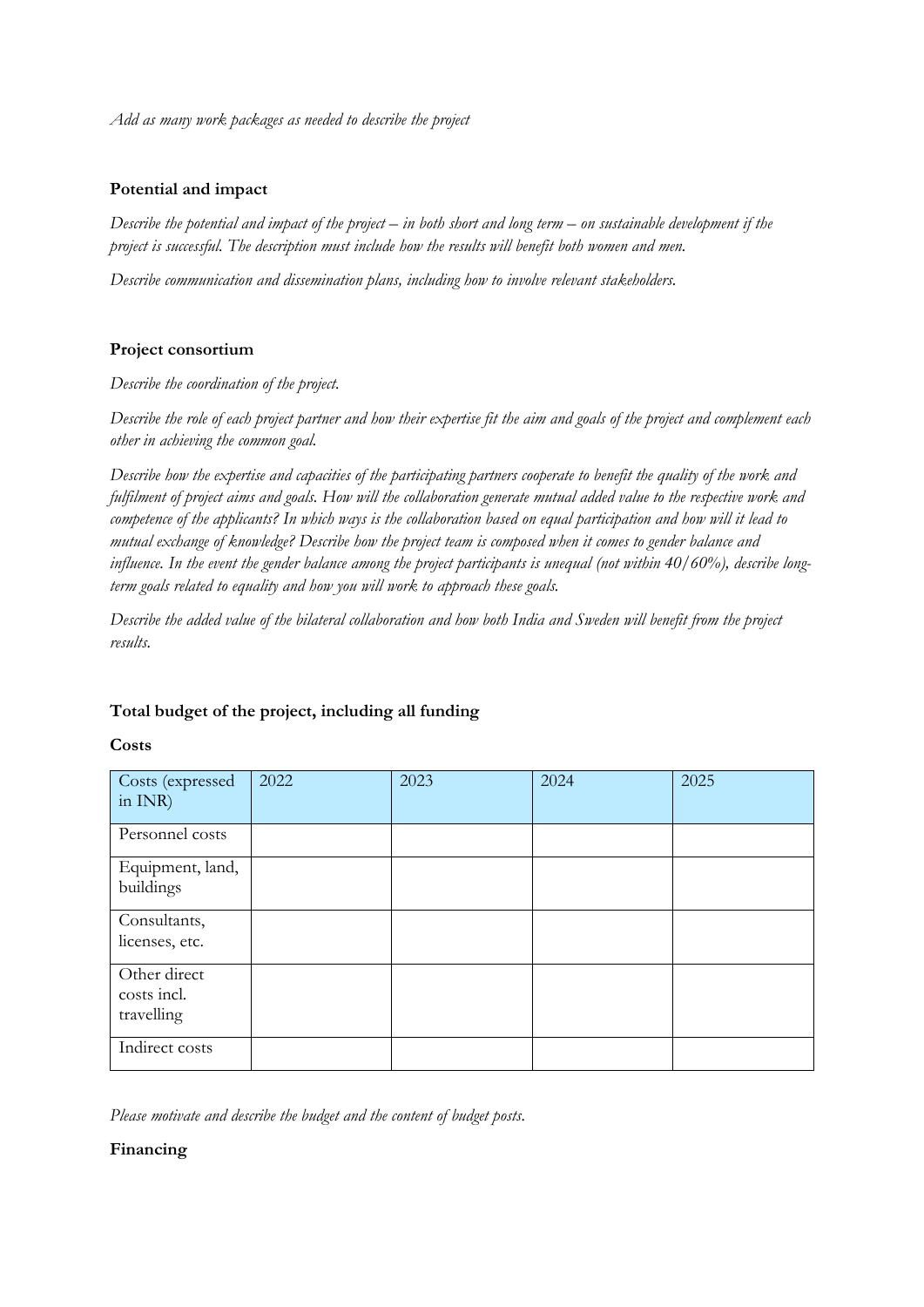*Add as many work packages as needed to describe the project*

**Potential and impact**

*Describe the potential and impact of the project – in both short and long term – on sustainable development if the project is successful. The description must include how the results will benefit both women and men.*

*Describe communication and dissemination plans, including how to involve relevant stakeholders.*

**Project consortium**

*Describe the coordination of the project.*

*Describe the role of each project partner and how their expertise fit the aim and goals of the project and complement each other in achieving the common goal.*

*Describe how the expertise and capacities of the participating partners cooperate to benefit the quality of the work and fulfilment of project aims and goals. How will the collaboration generate mutual added value to the respective work and competence of the applicants? In which ways is the collaboration based on equal participation and how will it lead to mutual exchange of knowledge? Describe how the project team is composed when it comes to gender balance and influence. In the event the gender balance among the project participants is unequal (not within 40/60%), describe long-term goals related to equality and how you will work to approach these goals.*

*Describe the added value of the bilateral collaboration and how both India and Sweden will benefit from the project results.*

**Total budget of the project, including all funding**

**Costs**

| Costs (expressed in INR) | 2022 | 2023 | 2024 | 2025 |
|---|---|---|---|---|
| Personnel costs | | | | |
| Equipment, land, buildings | | | | |
| Consultants, licenses, etc. | | | | |
| Other direct costs incl. travelling | | | | |
| Indirect costs | | | | |

*Please motivate and describe the budget and the content of budget posts.*

**Financing**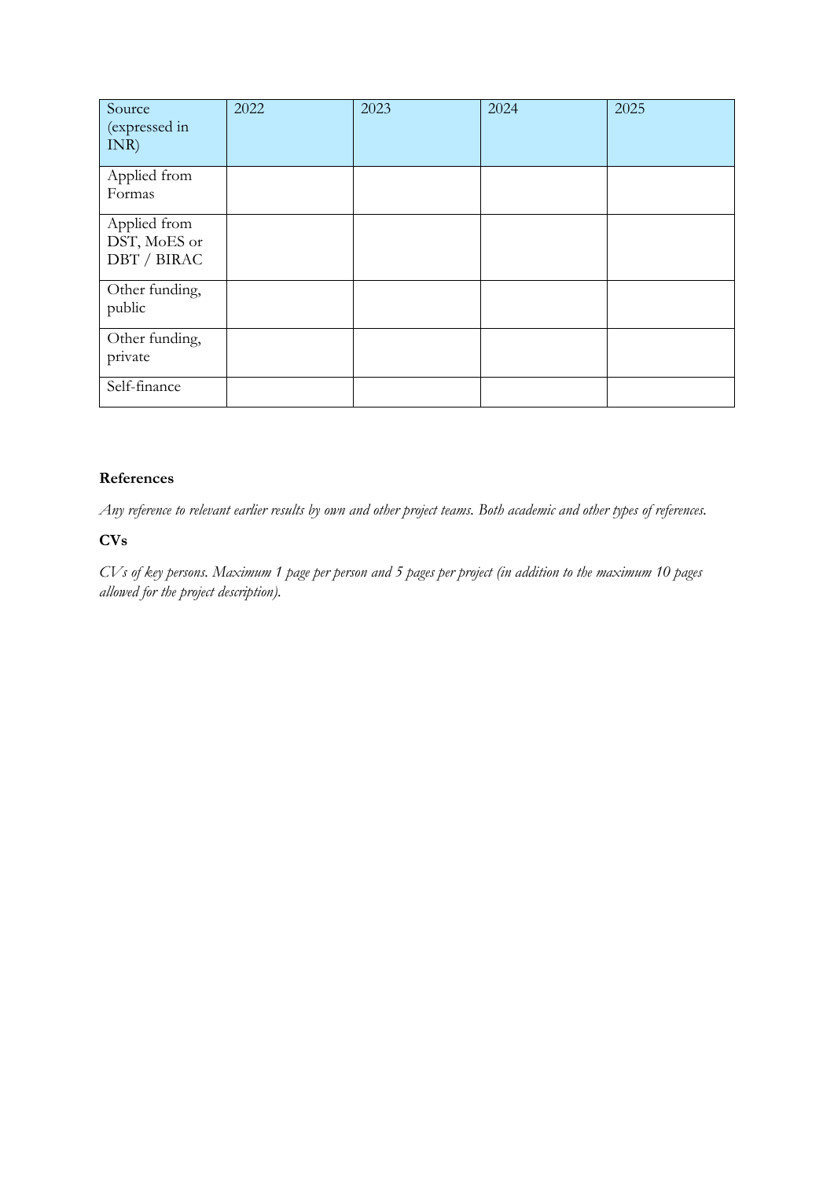| Source (expressed in INR) | 2022 | 2023 | 2024 | 2025 |
|---|---|---|---|---|
| Applied from Formas | | | | |
| Applied from DST, MoES or DBT / BIRAC | | | | |
| Other funding, public | | | | |
| Other funding, private | | | | |
| Self-finance | | | | |

**References**

*Any reference to relevant earlier results by own and other project teams. Both academic and other types of references.*

**CVs**

*CVs of key persons. Maximum 1 page per person and 5 pages per project (in addition to the maximum 10 pages allowed for the project description).*